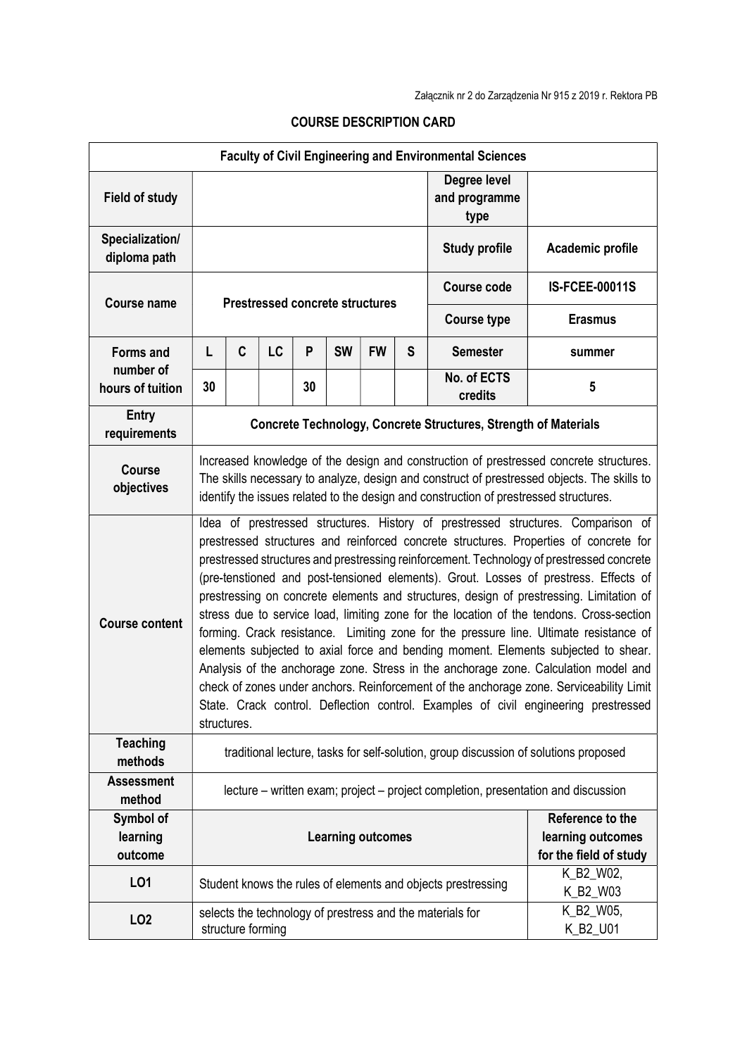Załącznik nr 2 do Zarządzenia Nr 915 z 2019 r. Rektora PB

# COURSE DESCRIPTION CARD

| Faculty of Civil Engineering and Environmental Sciences | | | | | | | | | |
|---|---|---|---|---|---|---|---|---|---|
| **Field of study** | | | | | | | | **Degree level and programme type** | |
| **Specialization/ diploma path** | | | | | | | | **Study profile** | **Academic profile** |
| **Course name** | **Prestressed concrete structures** | | | | | | | **Course code** | **IS-FCEE-00011S** |
| | | | | | | | | **Course type** | **Erasmus** |
| **Forms and number of hours of tuition** | **L** | **C** | **LC** | **P** | **SW** | **FW** | **S** | **Semester** | **summer** |
| | **30** | | | **30** | | | | **No. of ECTS credits** | **5** |
| **Entry requirements** | **Concrete Technology, Concrete Structures, Strength of Materials** | | | | | | | | |
| **Course objectives** | Increased knowledge of the design and construction of prestressed concrete structures. The skills necessary to analyze, design and construct of prestressed objects. The skills to identify the issues related to the design and construction of prestressed structures. | | | | | | | | |
| **Course content** | Idea of prestressed structures. History of prestressed structures. Comparison of prestressed structures and reinforced concrete structures. Properties of concrete for prestressed structures and prestressing reinforcement. Technology of prestressed concrete (pre-tenstioned and post-tensioned elements). Grout. Losses of prestress. Effects of prestressing on concrete elements and structures, design of prestressing. Limitation of stress due to service load, limiting zone for the location of the tendons. Cross-section forming. Crack resistance. Limiting zone for the pressure line. Ultimate resistance of elements subjected to axial force and bending moment. Elements subjected to shear. Analysis of the anchorage zone. Stress in the anchorage zone. Calculation model and check of zones under anchors. Reinforcement of the anchorage zone. Serviceability Limit State. Crack control. Deflection control. Examples of civil engineering prestressed structures. | | | | | | | | |
| **Teaching methods** | traditional lecture, tasks for self-solution, group discussion of solutions proposed | | | | | | | | |
| **Assessment method** | lecture – written exam; project – project completion, presentation and discussion | | | | | | | | |
| **Symbol of learning outcome** | **Learning outcomes** | | | | | | | | **Reference to the learning outcomes for the field of study** |
| **LO1** | Student knows the rules of elements and objects prestressing | | | | | | | | K_B2_W02, K_B2_W03 |
| **LO2** | selects the technology of prestress and the materials for structure forming | | | | | | | | K_B2_W05, K_B2_U01 |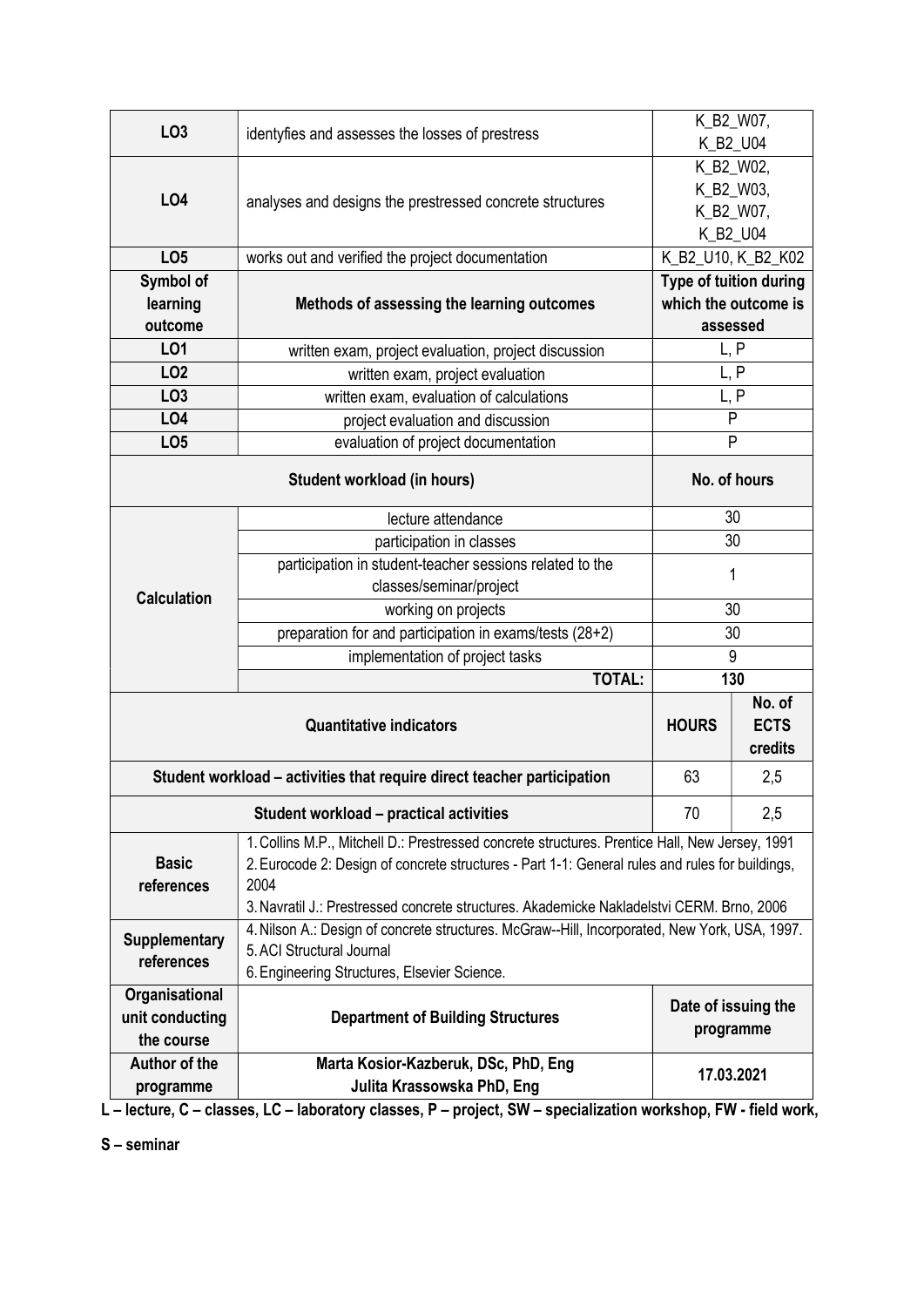| | | |
|---|---|---|
| **LO3** | identyfies and assesses the losses of prestress | K_B2_W07, K_B2_U04 |
| **LO4** | analyses and designs the prestressed concrete structures | K_B2_W02, K_B2_W03, K_B2_W07, K_B2_U04 |
| **LO5** | works out and verified the project documentation | K_B2_U10, K_B2_K02 |

| **Symbol of learning outcome** | **Methods of assessing the learning outcomes** | **Type of tuition during which the outcome is assessed** |
|---|---|---|
| **LO1** | written exam, project evaluation, project discussion | L, P |
| **LO2** | written exam, project evaluation | L, P |
| **LO3** | written exam, evaluation of calculations | L, P |
| **LO4** | project evaluation and discussion | P |
| **LO5** | evaluation of project documentation | P |

| **Student workload (in hours)** | | **No. of hours** |
|---|---|---|
| **Calculation** | lecture attendance | 30 |
| | participation in classes | 30 |
| | participation in student-teacher sessions related to the classes/seminar/project | 1 |
| | working on projects | 30 |
| | preparation for and participation in exams/tests (28+2) | 30 |
| | implementation of project tasks | 9 |
| | **TOTAL:** | **130** |

| **Quantitative indicators** | **HOURS** | **No. of ECTS credits** |
|---|---|---|
| **Student workload – activities that require direct teacher participation** | 63 | 2,5 |
| **Student workload – practical activities** | 70 | 2,5 |

| | |
|---|---|
| **Basic references** | 1. Collins M.P., Mitchell D.: Prestressed concrete structures. Prentice Hall, New Jersey, 1991<br>2. Eurocode 2: Design of concrete structures - Part 1-1: General rules and rules for buildings, 2004<br>3. Navratil J.: Prestressed concrete structures. Akademicke Nakladelstvi CERM. Brno, 2006 |
| **Supplementary references** | 4. Nilson A.: Design of concrete structures. McGraw--Hill, Incorporated, New York, USA, 1997.<br>5. ACI Structural Journal<br>6. Engineering Structures, Elsevier Science. |

| | | |
|---|---|---|
| **Organisational unit conducting the course** | **Department of Building Structures** | **Date of issuing the programme** |
| **Author of the programme** | **Marta Kosior-Kazberuk, DSc, PhD, Eng**<br>**Julita Krassowska PhD, Eng** | **17.03.2021** |

**L – lecture, C – classes, LC – laboratory classes, P – project, SW – specialization workshop, FW - field work, S – seminar**